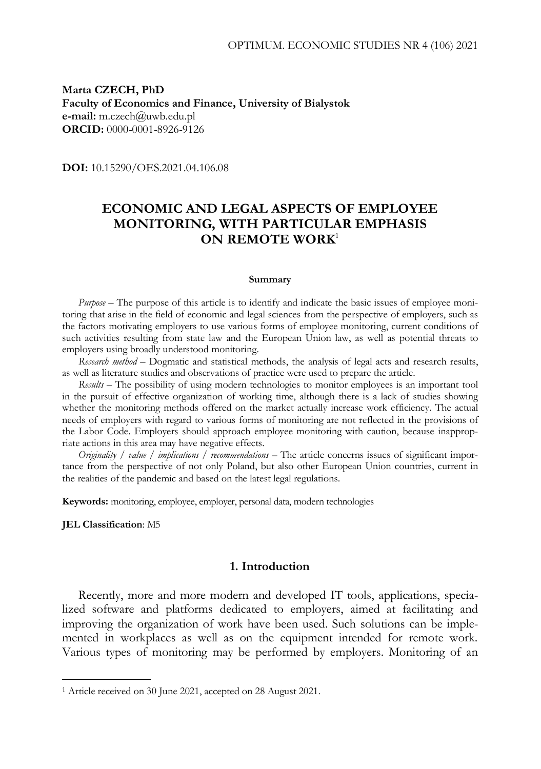**Marta CZECH, PhD**
**Faculty of Economics and Finance, University of Bialystok**
**e-mail:** m.czech@uwb.edu.pl
**ORCID:** 0000-0001-8926-9126

**DOI:** 10.15290/OES.2021.04.106.08

# ECONOMIC AND LEGAL ASPECTS OF EMPLOYEE MONITORING, WITH PARTICULAR EMPHASIS ON REMOTE WORK[1]

#### Summary

*Purpose* – The purpose of this article is to identify and indicate the basic issues of employee monitoring that arise in the field of economic and legal sciences from the perspective of employers, such as the factors motivating employers to use various forms of employee monitoring, current conditions of such activities resulting from state law and the European Union law, as well as potential threats to employers using broadly understood monitoring.

*Research method* – Dogmatic and statistical methods, the analysis of legal acts and research results, as well as literature studies and observations of practice were used to prepare the article.

*Results* – The possibility of using modern technologies to monitor employees is an important tool in the pursuit of effective organization of working time, although there is a lack of studies showing whether the monitoring methods offered on the market actually increase work efficiency. The actual needs of employers with regard to various forms of monitoring are not reflected in the provisions of the Labor Code. Employers should approach employee monitoring with caution, because inappropriate actions in this area may have negative effects.

*Originality / value / implications / recommendations* – The article concerns issues of significant importance from the perspective of not only Poland, but also other European Union countries, current in the realities of the pandemic and based on the latest legal regulations.

**Keywords:** monitoring, employee, employer, personal data, modern technologies

**JEL Classification**: M5

## 1. Introduction

Recently, more and more modern and developed IT tools, applications, specialized software and platforms dedicated to employers, aimed at facilitating and improving the organization of work have been used. Such solutions can be implemented in workplaces as well as on the equipment intended for remote work. Various types of monitoring may be performed by employers. Monitoring of an

[1] Article received on 30 June 2021, accepted on 28 August 2021.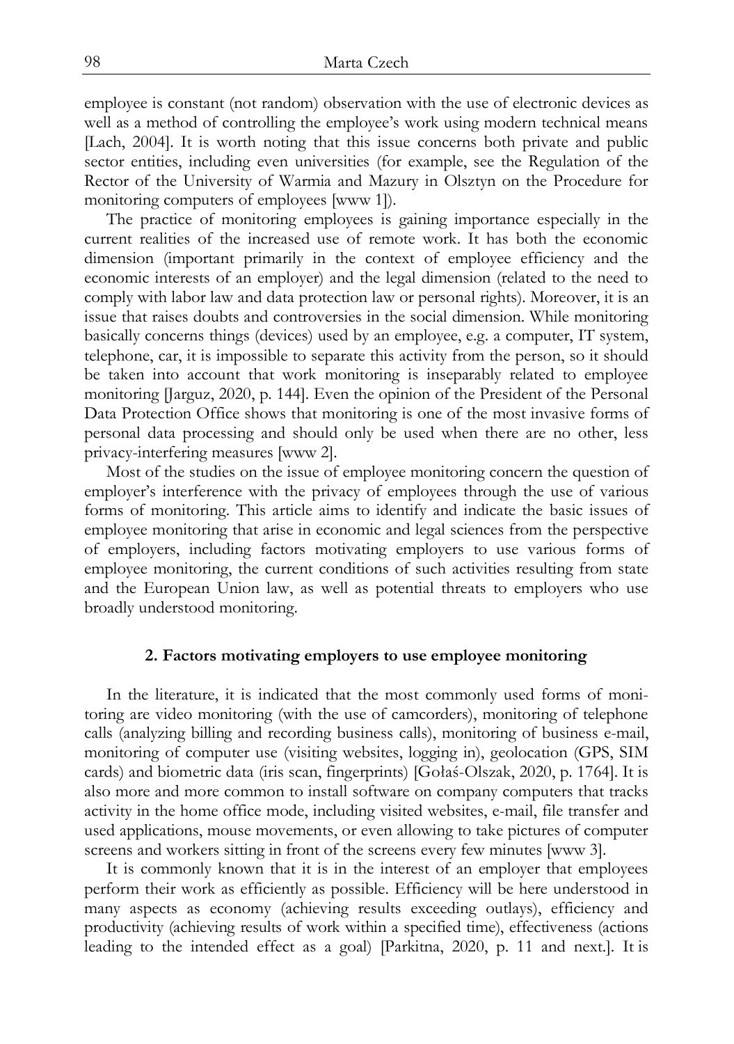employee is constant (not random) observation with the use of electronic devices as well as a method of controlling the employee's work using modern technical means [Lach, 2004]. It is worth noting that this issue concerns both private and public sector entities, including even universities (for example, see the Regulation of the Rector of the University of Warmia and Mazury in Olsztyn on the Procedure for monitoring computers of employees [www 1]).

The practice of monitoring employees is gaining importance especially in the current realities of the increased use of remote work. It has both the economic dimension (important primarily in the context of employee efficiency and the economic interests of an employer) and the legal dimension (related to the need to comply with labor law and data protection law or personal rights). Moreover, it is an issue that raises doubts and controversies in the social dimension. While monitoring basically concerns things (devices) used by an employee, e.g. a computer, IT system, telephone, car, it is impossible to separate this activity from the person, so it should be taken into account that work monitoring is inseparably related to employee monitoring [Jarguz, 2020, p. 144]. Even the opinion of the President of the Personal Data Protection Office shows that monitoring is one of the most invasive forms of personal data processing and should only be used when there are no other, less privacy-interfering measures [www 2].

Most of the studies on the issue of employee monitoring concern the question of employer's interference with the privacy of employees through the use of various forms of monitoring. This article aims to identify and indicate the basic issues of employee monitoring that arise in economic and legal sciences from the perspective of employers, including factors motivating employers to use various forms of employee monitoring, the current conditions of such activities resulting from state and the European Union law, as well as potential threats to employers who use broadly understood monitoring.

## 2. Factors motivating employers to use employee monitoring

In the literature, it is indicated that the most commonly used forms of monitoring are video monitoring (with the use of camcorders), monitoring of telephone calls (analyzing billing and recording business calls), monitoring of business e-mail, monitoring of computer use (visiting websites, logging in), geolocation (GPS, SIM cards) and biometric data (iris scan, fingerprints) [Gołaś-Olszak, 2020, p. 1764]. It is also more and more common to install software on company computers that tracks activity in the home office mode, including visited websites, e-mail, file transfer and used applications, mouse movements, or even allowing to take pictures of computer screens and workers sitting in front of the screens every few minutes [www 3].

It is commonly known that it is in the interest of an employer that employees perform their work as efficiently as possible. Efficiency will be here understood in many aspects as economy (achieving results exceeding outlays), efficiency and productivity (achieving results of work within a specified time), effectiveness (actions leading to the intended effect as a goal) [Parkitna, 2020, p. 11 and next.]. It is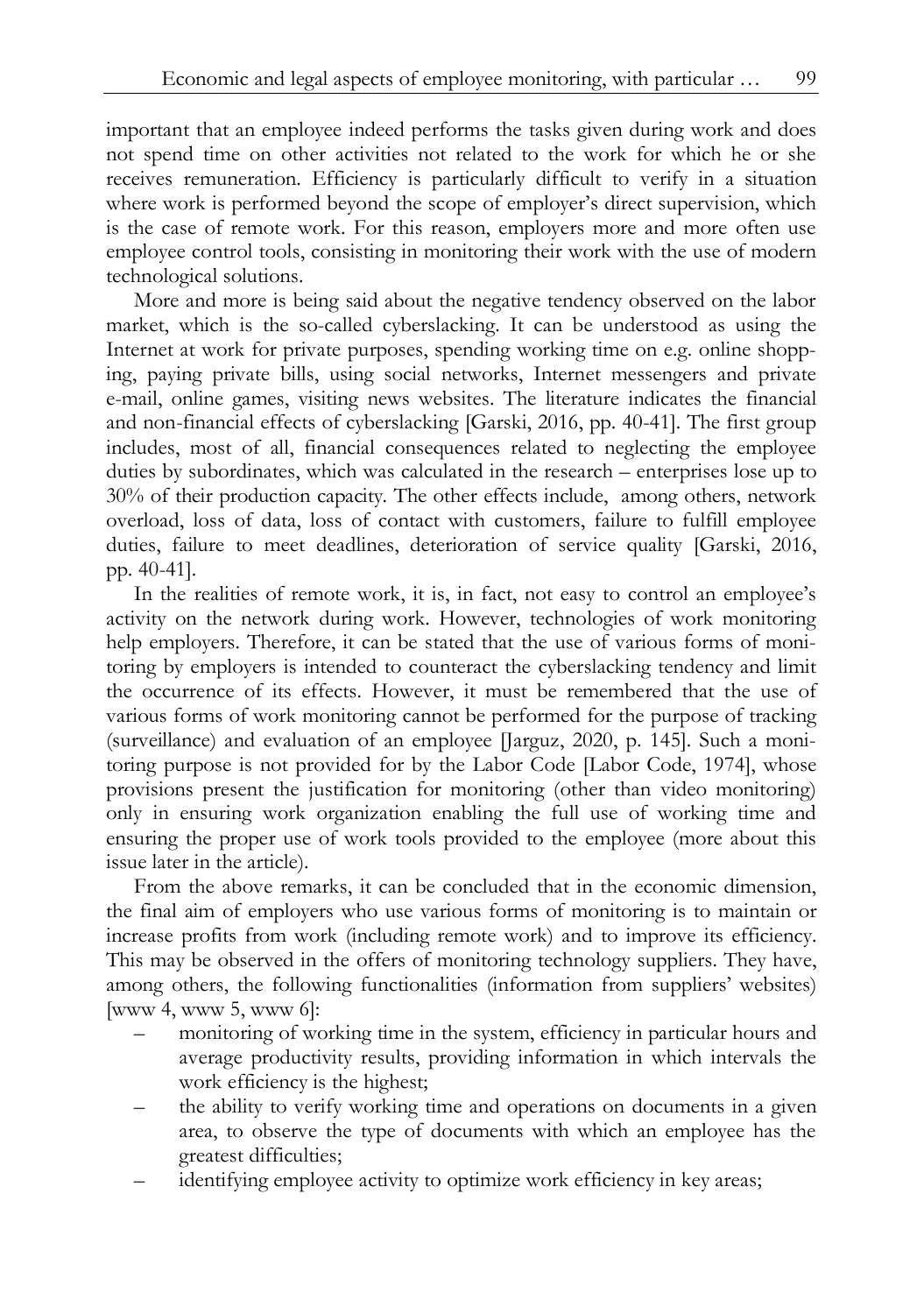important that an employee indeed performs the tasks given during work and does not spend time on other activities not related to the work for which he or she receives remuneration. Efficiency is particularly difficult to verify in a situation where work is performed beyond the scope of employer's direct supervision, which is the case of remote work. For this reason, employers more and more often use employee control tools, consisting in monitoring their work with the use of modern technological solutions.

More and more is being said about the negative tendency observed on the labor market, which is the so-called cyberslacking. It can be understood as using the Internet at work for private purposes, spending working time on e.g. online shopping, paying private bills, using social networks, Internet messengers and private e-mail, online games, visiting news websites. The literature indicates the financial and non-financial effects of cyberslacking [Garski, 2016, pp. 40-41]. The first group includes, most of all, financial consequences related to neglecting the employee duties by subordinates, which was calculated in the research – enterprises lose up to 30% of their production capacity. The other effects include, among others, network overload, loss of data, loss of contact with customers, failure to fulfill employee duties, failure to meet deadlines, deterioration of service quality [Garski, 2016, pp. 40-41].

In the realities of remote work, it is, in fact, not easy to control an employee's activity on the network during work. However, technologies of work monitoring help employers. Therefore, it can be stated that the use of various forms of monitoring by employers is intended to counteract the cyberslacking tendency and limit the occurrence of its effects. However, it must be remembered that the use of various forms of work monitoring cannot be performed for the purpose of tracking (surveillance) and evaluation of an employee [Jarguz, 2020, p. 145]. Such a monitoring purpose is not provided for by the Labor Code [Labor Code, 1974], whose provisions present the justification for monitoring (other than video monitoring) only in ensuring work organization enabling the full use of working time and ensuring the proper use of work tools provided to the employee (more about this issue later in the article).

From the above remarks, it can be concluded that in the economic dimension, the final aim of employers who use various forms of monitoring is to maintain or increase profits from work (including remote work) and to improve its efficiency. This may be observed in the offers of monitoring technology suppliers. They have, among others, the following functionalities (information from suppliers' websites) [www 4, www 5, www 6]:

– monitoring of working time in the system, efficiency in particular hours and average productivity results, providing information in which intervals the work efficiency is the highest;
– the ability to verify working time and operations on documents in a given area, to observe the type of documents with which an employee has the greatest difficulties;
– identifying employee activity to optimize work efficiency in key areas;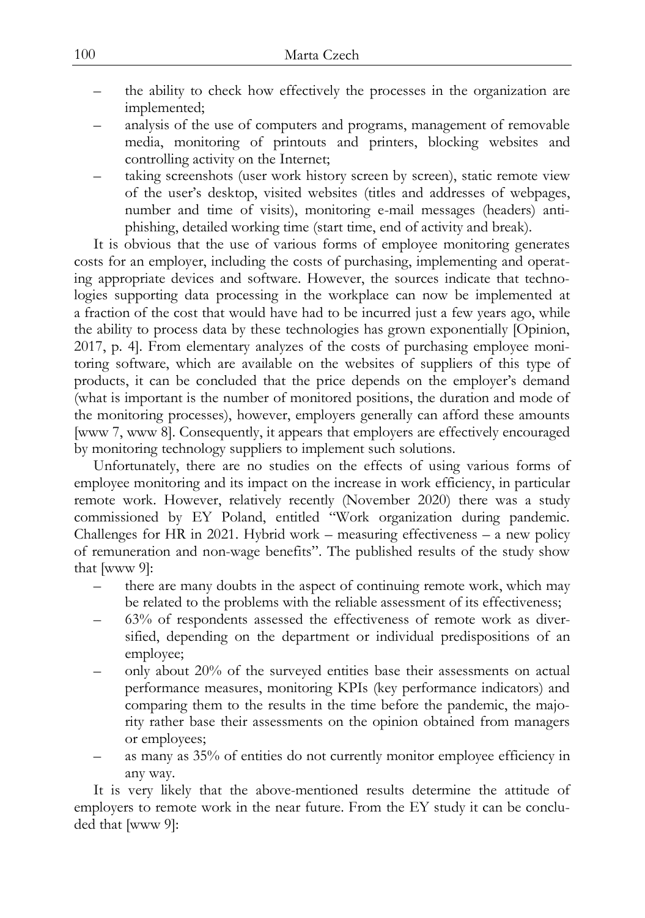- the ability to check how effectively the processes in the organization are implemented;
- analysis of the use of computers and programs, management of removable media, monitoring of printouts and printers, blocking websites and controlling activity on the Internet;
- taking screenshots (user work history screen by screen), static remote view of the user's desktop, visited websites (titles and addresses of webpages, number and time of visits), monitoring e-mail messages (headers) anti-phishing, detailed working time (start time, end of activity and break).

It is obvious that the use of various forms of employee monitoring generates costs for an employer, including the costs of purchasing, implementing and operating appropriate devices and software. However, the sources indicate that technologies supporting data processing in the workplace can now be implemented at a fraction of the cost that would have had to be incurred just a few years ago, while the ability to process data by these technologies has grown exponentially [Opinion, 2017, p. 4]. From elementary analyzes of the costs of purchasing employee monitoring software, which are available on the websites of suppliers of this type of products, it can be concluded that the price depends on the employer's demand (what is important is the number of monitored positions, the duration and mode of the monitoring processes), however, employers generally can afford these amounts [www 7, www 8]. Consequently, it appears that employers are effectively encouraged by monitoring technology suppliers to implement such solutions.

Unfortunately, there are no studies on the effects of using various forms of employee monitoring and its impact on the increase in work efficiency, in particular remote work. However, relatively recently (November 2020) there was a study commissioned by EY Poland, entitled "Work organization during pandemic. Challenges for HR in 2021. Hybrid work – measuring effectiveness – a new policy of remuneration and non-wage benefits". The published results of the study show that [www 9]:

- there are many doubts in the aspect of continuing remote work, which may be related to the problems with the reliable assessment of its effectiveness;
- 63% of respondents assessed the effectiveness of remote work as diversified, depending on the department or individual predispositions of an employee;
- only about 20% of the surveyed entities base their assessments on actual performance measures, monitoring KPIs (key performance indicators) and comparing them to the results in the time before the pandemic, the majority rather base their assessments on the opinion obtained from managers or employees;
- as many as 35% of entities do not currently monitor employee efficiency in any way.

It is very likely that the above-mentioned results determine the attitude of employers to remote work in the near future. From the EY study it can be concluded that [www 9]: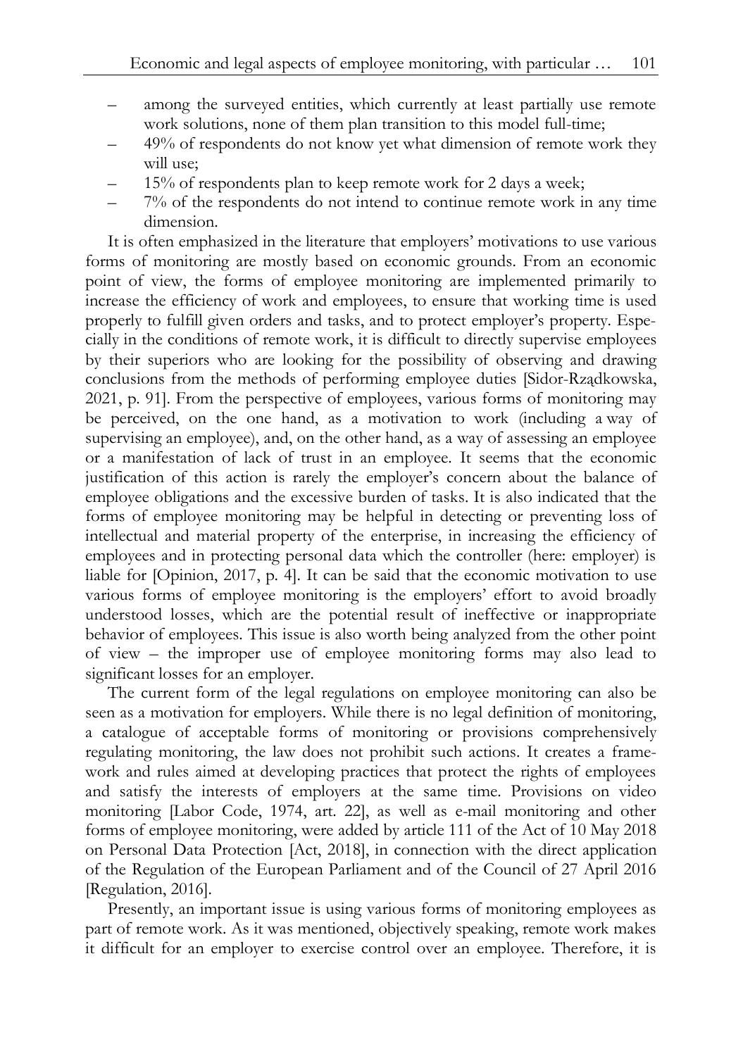- among the surveyed entities, which currently at least partially use remote work solutions, none of them plan transition to this model full-time;
- 49% of respondents do not know yet what dimension of remote work they will use;
- 15% of respondents plan to keep remote work for 2 days a week;
- 7% of the respondents do not intend to continue remote work in any time dimension.

It is often emphasized in the literature that employers' motivations to use various forms of monitoring are mostly based on economic grounds. From an economic point of view, the forms of employee monitoring are implemented primarily to increase the efficiency of work and employees, to ensure that working time is used properly to fulfill given orders and tasks, and to protect employer's property. Especially in the conditions of remote work, it is difficult to directly supervise employees by their superiors who are looking for the possibility of observing and drawing conclusions from the methods of performing employee duties [Sidor-Rządkowska, 2021, p. 91]. From the perspective of employees, various forms of monitoring may be perceived, on the one hand, as a motivation to work (including a way of supervising an employee), and, on the other hand, as a way of assessing an employee or a manifestation of lack of trust in an employee. It seems that the economic justification of this action is rarely the employer's concern about the balance of employee obligations and the excessive burden of tasks. It is also indicated that the forms of employee monitoring may be helpful in detecting or preventing loss of intellectual and material property of the enterprise, in increasing the efficiency of employees and in protecting personal data which the controller (here: employer) is liable for [Opinion, 2017, p. 4]. It can be said that the economic motivation to use various forms of employee monitoring is the employers' effort to avoid broadly understood losses, which are the potential result of ineffective or inappropriate behavior of employees. This issue is also worth being analyzed from the other point of view – the improper use of employee monitoring forms may also lead to significant losses for an employer.

The current form of the legal regulations on employee monitoring can also be seen as a motivation for employers. While there is no legal definition of monitoring, a catalogue of acceptable forms of monitoring or provisions comprehensively regulating monitoring, the law does not prohibit such actions. It creates a framework and rules aimed at developing practices that protect the rights of employees and satisfy the interests of employers at the same time. Provisions on video monitoring [Labor Code, 1974, art. 22], as well as e-mail monitoring and other forms of employee monitoring, were added by article 111 of the Act of 10 May 2018 on Personal Data Protection [Act, 2018], in connection with the direct application of the Regulation of the European Parliament and of the Council of 27 April 2016 [Regulation, 2016].

Presently, an important issue is using various forms of monitoring employees as part of remote work. As it was mentioned, objectively speaking, remote work makes it difficult for an employer to exercise control over an employee. Therefore, it is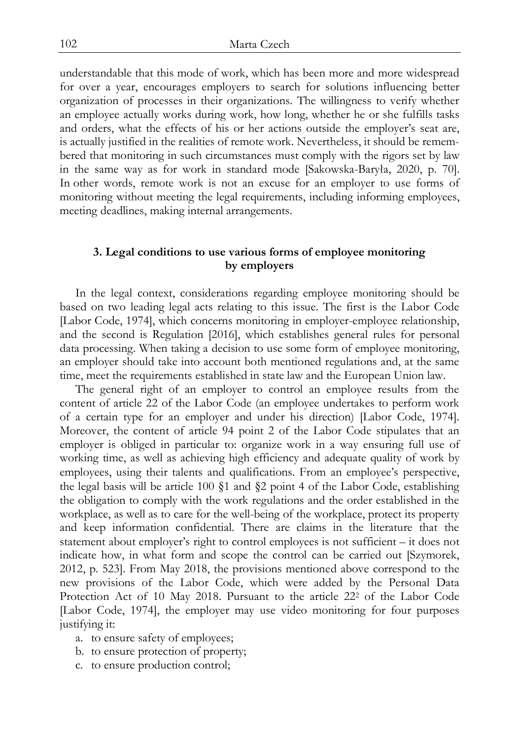understandable that this mode of work, which has been more and more widespread for over a year, encourages employers to search for solutions influencing better organization of processes in their organizations. The willingness to verify whether an employee actually works during work, how long, whether he or she fulfills tasks and orders, what the effects of his or her actions outside the employer's seat are, is actually justified in the realities of remote work. Nevertheless, it should be remembered that monitoring in such circumstances must comply with the rigors set by law in the same way as for work in standard mode [Sakowska-Baryła, 2020, p. 70]. In other words, remote work is not an excuse for an employer to use forms of monitoring without meeting the legal requirements, including informing employees, meeting deadlines, making internal arrangements.

### 3. Legal conditions to use various forms of employee monitoring by employers

In the legal context, considerations regarding employee monitoring should be based on two leading legal acts relating to this issue. The first is the Labor Code [Labor Code, 1974], which concerns monitoring in employer-employee relationship, and the second is Regulation [2016], which establishes general rules for personal data processing. When taking a decision to use some form of employee monitoring, an employer should take into account both mentioned regulations and, at the same time, meet the requirements established in state law and the European Union law.

The general right of an employer to control an employee results from the content of article 22 of the Labor Code (an employee undertakes to perform work of a certain type for an employer and under his direction) [Labor Code, 1974]. Moreover, the content of article 94 point 2 of the Labor Code stipulates that an employer is obliged in particular to: organize work in a way ensuring full use of working time, as well as achieving high efficiency and adequate quality of work by employees, using their talents and qualifications. From an employee's perspective, the legal basis will be article 100 §1 and §2 point 4 of the Labor Code, establishing the obligation to comply with the work regulations and the order established in the workplace, as well as to care for the well-being of the workplace, protect its property and keep information confidential. There are claims in the literature that the statement about employer's right to control employees is not sufficient – it does not indicate how, in what form and scope the control can be carried out [Szymorek, 2012, p. 523]. From May 2018, the provisions mentioned above correspond to the new provisions of the Labor Code, which were added by the Personal Data Protection Act of 10 May 2018. Pursuant to the article $22^2$ of the Labor Code [Labor Code, 1974], the employer may use video monitoring for four purposes justifying it:

a. to ensure safety of employees;
b. to ensure protection of property;
c. to ensure production control;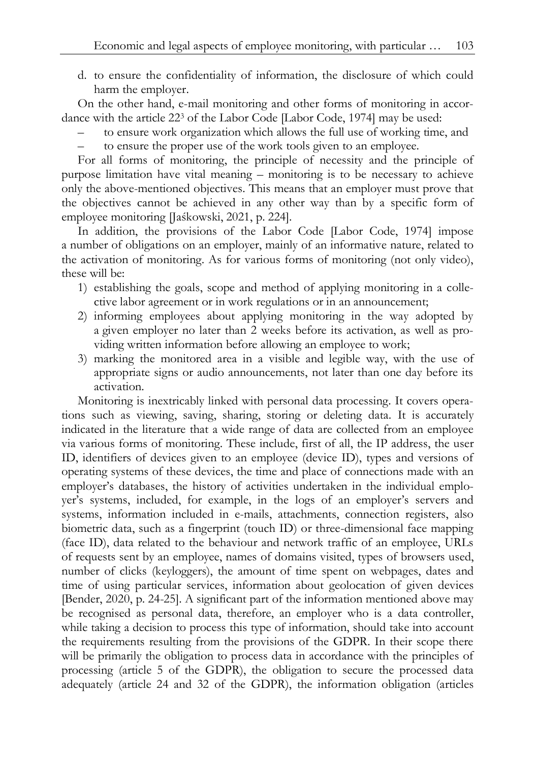d. to ensure the confidentiality of information, the disclosure of which could harm the employer.

On the other hand, e-mail monitoring and other forms of monitoring in accordance with the article 22[3] of the Labor Code [Labor Code, 1974] may be used:

- to ensure work organization which allows the full use of working time, and
- to ensure the proper use of the work tools given to an employee.

For all forms of monitoring, the principle of necessity and the principle of purpose limitation have vital meaning – monitoring is to be necessary to achieve only the above-mentioned objectives. This means that an employer must prove that the objectives cannot be achieved in any other way than by a specific form of employee monitoring [Jaśkowski, 2021, p. 224].

In addition, the provisions of the Labor Code [Labor Code, 1974] impose a number of obligations on an employer, mainly of an informative nature, related to the activation of monitoring. As for various forms of monitoring (not only video), these will be:

1) establishing the goals, scope and method of applying monitoring in a collective labor agreement or in work regulations or in an announcement;
2) informing employees about applying monitoring in the way adopted by a given employer no later than 2 weeks before its activation, as well as providing written information before allowing an employee to work;
3) marking the monitored area in a visible and legible way, with the use of appropriate signs or audio announcements, not later than one day before its activation.

Monitoring is inextricably linked with personal data processing. It covers operations such as viewing, saving, sharing, storing or deleting data. It is accurately indicated in the literature that a wide range of data are collected from an employee via various forms of monitoring. These include, first of all, the IP address, the user ID, identifiers of devices given to an employee (device ID), types and versions of operating systems of these devices, the time and place of connections made with an employer's databases, the history of activities undertaken in the individual employer's systems, included, for example, in the logs of an employer's servers and systems, information included in e-mails, attachments, connection registers, also biometric data, such as a fingerprint (touch ID) or three-dimensional face mapping (face ID), data related to the behaviour and network traffic of an employee, URLs of requests sent by an employee, names of domains visited, types of browsers used, number of clicks (keyloggers), the amount of time spent on webpages, dates and time of using particular services, information about geolocation of given devices [Bender, 2020, p. 24-25]. A significant part of the information mentioned above may be recognised as personal data, therefore, an employer who is a data controller, while taking a decision to process this type of information, should take into account the requirements resulting from the provisions of the GDPR. In their scope there will be primarily the obligation to process data in accordance with the principles of processing (article 5 of the GDPR), the obligation to secure the processed data adequately (article 24 and 32 of the GDPR), the information obligation (articles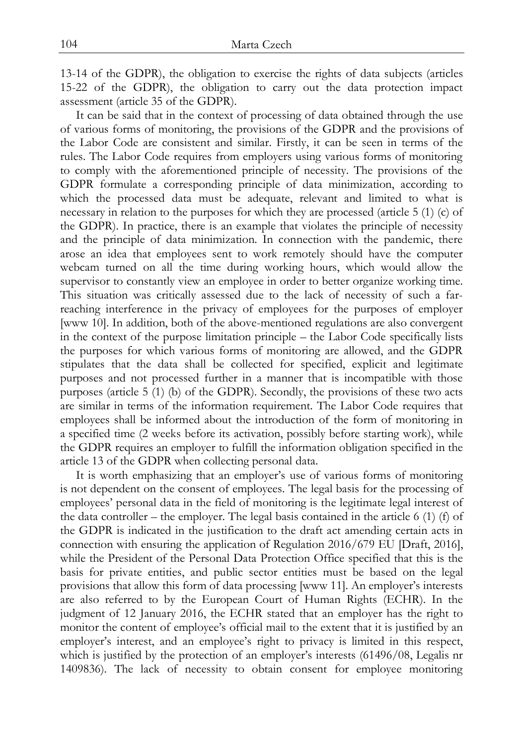13-14 of the GDPR), the obligation to exercise the rights of data subjects (articles 15-22 of the GDPR), the obligation to carry out the data protection impact assessment (article 35 of the GDPR).

It can be said that in the context of processing of data obtained through the use of various forms of monitoring, the provisions of the GDPR and the provisions of the Labor Code are consistent and similar. Firstly, it can be seen in terms of the rules. The Labor Code requires from employers using various forms of monitoring to comply with the aforementioned principle of necessity. The provisions of the GDPR formulate a corresponding principle of data minimization, according to which the processed data must be adequate, relevant and limited to what is necessary in relation to the purposes for which they are processed (article 5 (1) (c) of the GDPR). In practice, there is an example that violates the principle of necessity and the principle of data minimization. In connection with the pandemic, there arose an idea that employees sent to work remotely should have the computer webcam turned on all the time during working hours, which would allow the supervisor to constantly view an employee in order to better organize working time. This situation was critically assessed due to the lack of necessity of such a far-reaching interference in the privacy of employees for the purposes of employer [www 10]. In addition, both of the above-mentioned regulations are also convergent in the context of the purpose limitation principle – the Labor Code specifically lists the purposes for which various forms of monitoring are allowed, and the GDPR stipulates that the data shall be collected for specified, explicit and legitimate purposes and not processed further in a manner that is incompatible with those purposes (article 5 (1) (b) of the GDPR). Secondly, the provisions of these two acts are similar in terms of the information requirement. The Labor Code requires that employees shall be informed about the introduction of the form of monitoring in a specified time (2 weeks before its activation, possibly before starting work), while the GDPR requires an employer to fulfill the information obligation specified in the article 13 of the GDPR when collecting personal data.

It is worth emphasizing that an employer's use of various forms of monitoring is not dependent on the consent of employees. The legal basis for the processing of employees' personal data in the field of monitoring is the legitimate legal interest of the data controller – the employer. The legal basis contained in the article 6 (1) (f) of the GDPR is indicated in the justification to the draft act amending certain acts in connection with ensuring the application of Regulation 2016/679 EU [Draft, 2016], while the President of the Personal Data Protection Office specified that this is the basis for private entities, and public sector entities must be based on the legal provisions that allow this form of data processing [www 11]. An employer's interests are also referred to by the European Court of Human Rights (ECHR). In the judgment of 12 January 2016, the ECHR stated that an employer has the right to monitor the content of employee's official mail to the extent that it is justified by an employer's interest, and an employee's right to privacy is limited in this respect, which is justified by the protection of an employer's interests (61496/08, Legalis nr 1409836). The lack of necessity to obtain consent for employee monitoring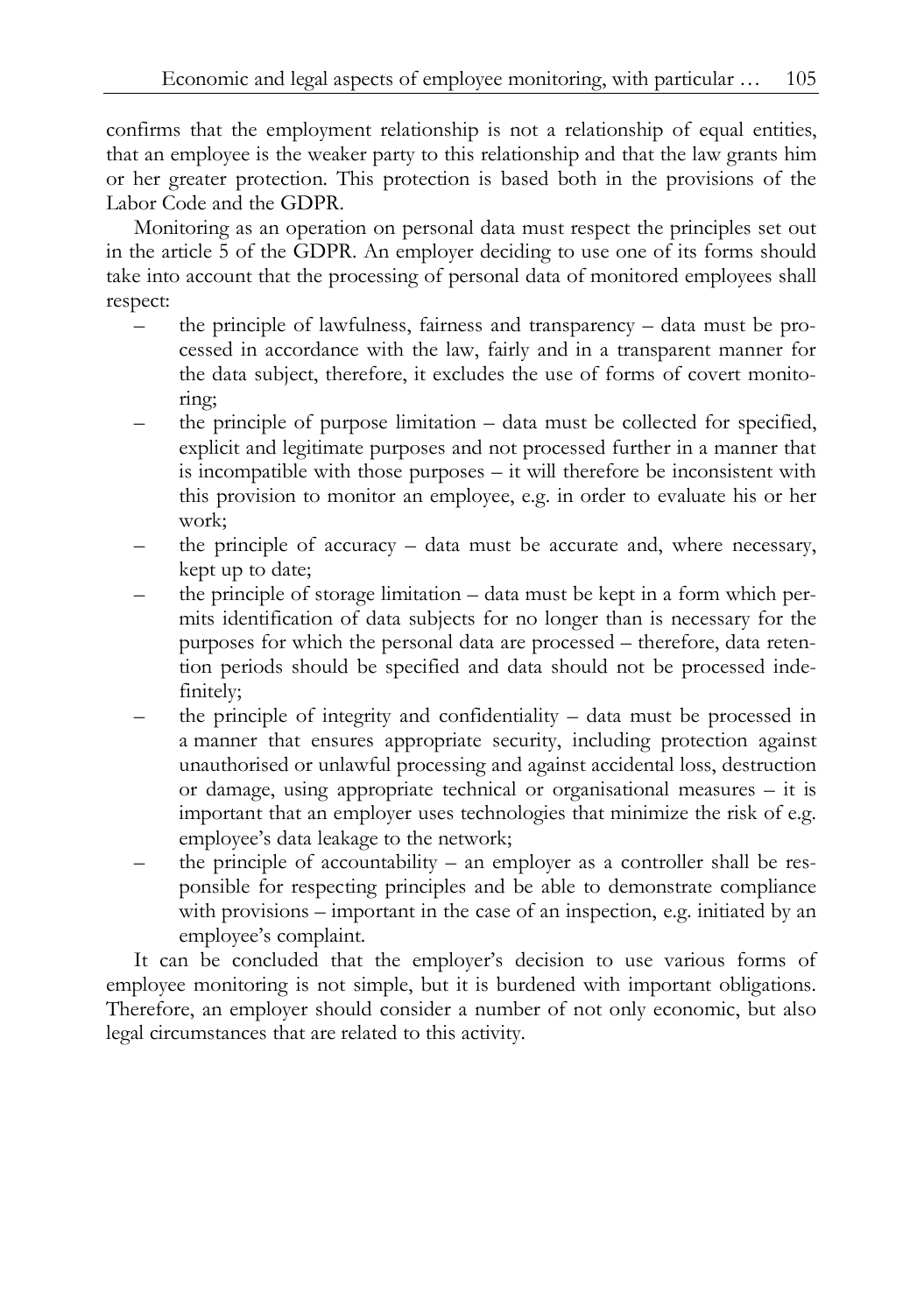confirms that the employment relationship is not a relationship of equal entities, that an employee is the weaker party to this relationship and that the law grants him or her greater protection. This protection is based both in the provisions of the Labor Code and the GDPR.

Monitoring as an operation on personal data must respect the principles set out in the article 5 of the GDPR. An employer deciding to use one of its forms should take into account that the processing of personal data of monitored employees shall respect:

- the principle of lawfulness, fairness and transparency – data must be processed in accordance with the law, fairly and in a transparent manner for the data subject, therefore, it excludes the use of forms of covert monitoring;
- the principle of purpose limitation – data must be collected for specified, explicit and legitimate purposes and not processed further in a manner that is incompatible with those purposes – it will therefore be inconsistent with this provision to monitor an employee, e.g. in order to evaluate his or her work;
- the principle of accuracy – data must be accurate and, where necessary, kept up to date;
- the principle of storage limitation – data must be kept in a form which permits identification of data subjects for no longer than is necessary for the purposes for which the personal data are processed – therefore, data retention periods should be specified and data should not be processed indefinitely;
- the principle of integrity and confidentiality – data must be processed in a manner that ensures appropriate security, including protection against unauthorised or unlawful processing and against accidental loss, destruction or damage, using appropriate technical or organisational measures – it is important that an employer uses technologies that minimize the risk of e.g. employee's data leakage to the network;
- the principle of accountability – an employer as a controller shall be responsible for respecting principles and be able to demonstrate compliance with provisions – important in the case of an inspection, e.g. initiated by an employee's complaint.

It can be concluded that the employer's decision to use various forms of employee monitoring is not simple, but it is burdened with important obligations. Therefore, an employer should consider a number of not only economic, but also legal circumstances that are related to this activity.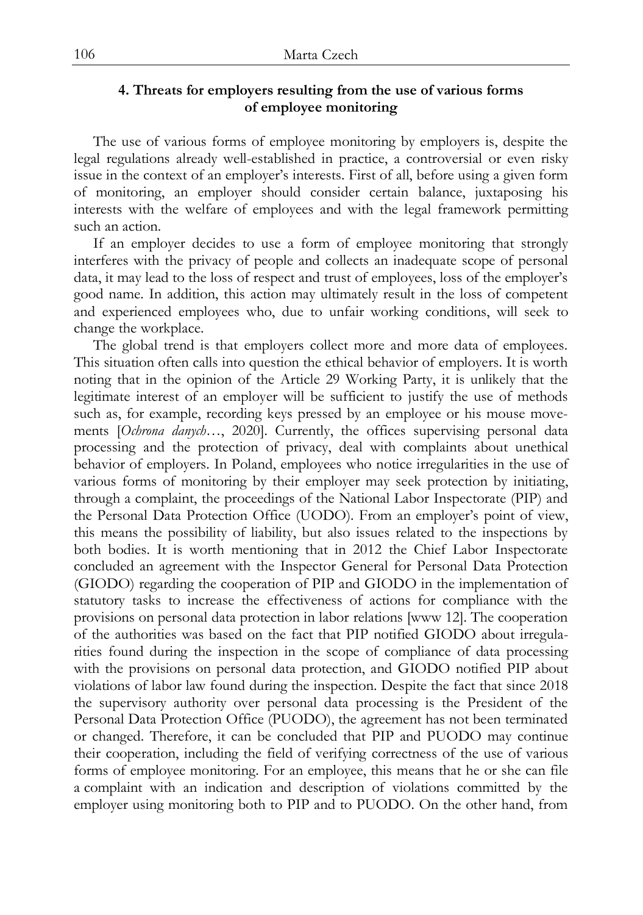## 4. Threats for employers resulting from the use of various forms of employee monitoring

The use of various forms of employee monitoring by employers is, despite the legal regulations already well-established in practice, a controversial or even risky issue in the context of an employer's interests. First of all, before using a given form of monitoring, an employer should consider certain balance, juxtaposing his interests with the welfare of employees and with the legal framework permitting such an action.

If an employer decides to use a form of employee monitoring that strongly interferes with the privacy of people and collects an inadequate scope of personal data, it may lead to the loss of respect and trust of employees, loss of the employer's good name. In addition, this action may ultimately result in the loss of competent and experienced employees who, due to unfair working conditions, will seek to change the workplace.

The global trend is that employers collect more and more data of employees. This situation often calls into question the ethical behavior of employers. It is worth noting that in the opinion of the Article 29 Working Party, it is unlikely that the legitimate interest of an employer will be sufficient to justify the use of methods such as, for example, recording keys pressed by an employee or his mouse movements [*Ochrona danych*…, 2020]. Currently, the offices supervising personal data processing and the protection of privacy, deal with complaints about unethical behavior of employers. In Poland, employees who notice irregularities in the use of various forms of monitoring by their employer may seek protection by initiating, through a complaint, the proceedings of the National Labor Inspectorate (PIP) and the Personal Data Protection Office (UODO). From an employer's point of view, this means the possibility of liability, but also issues related to the inspections by both bodies. It is worth mentioning that in 2012 the Chief Labor Inspectorate concluded an agreement with the Inspector General for Personal Data Protection (GIODO) regarding the cooperation of PIP and GIODO in the implementation of statutory tasks to increase the effectiveness of actions for compliance with the provisions on personal data protection in labor relations [www 12]. The cooperation of the authorities was based on the fact that PIP notified GIODO about irregularities found during the inspection in the scope of compliance of data processing with the provisions on personal data protection, and GIODO notified PIP about violations of labor law found during the inspection. Despite the fact that since 2018 the supervisory authority over personal data processing is the President of the Personal Data Protection Office (PUODO), the agreement has not been terminated or changed. Therefore, it can be concluded that PIP and PUODO may continue their cooperation, including the field of verifying correctness of the use of various forms of employee monitoring. For an employee, this means that he or she can file a complaint with an indication and description of violations committed by the employer using monitoring both to PIP and to PUODO. On the other hand, from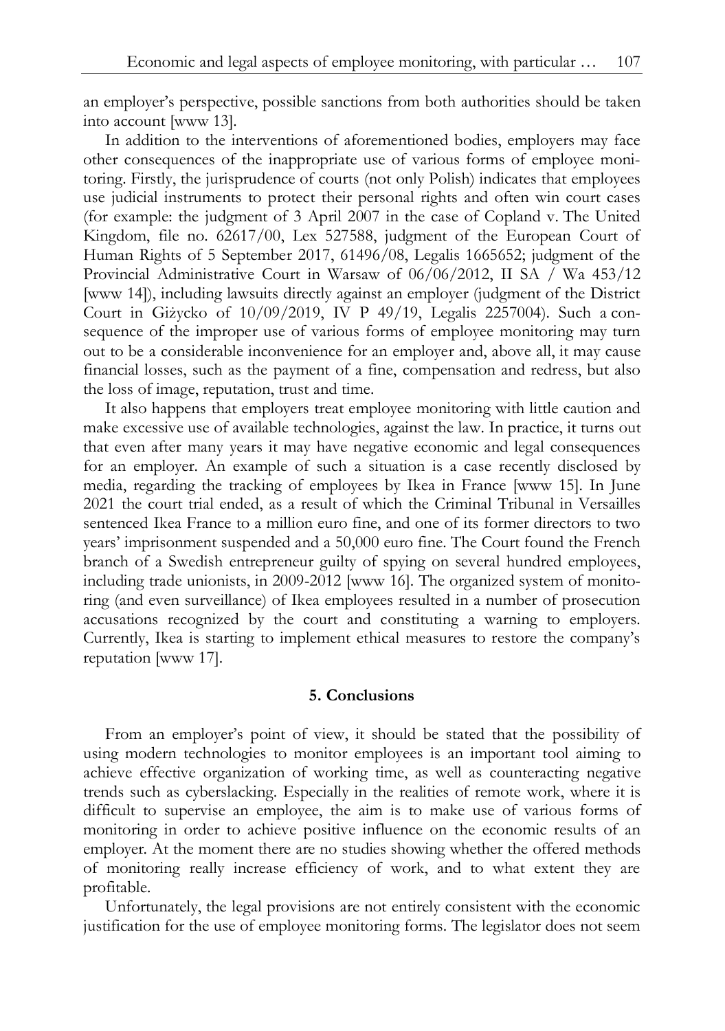an employer's perspective, possible sanctions from both authorities should be taken into account [www 13].

In addition to the interventions of aforementioned bodies, employers may face other consequences of the inappropriate use of various forms of employee monitoring. Firstly, the jurisprudence of courts (not only Polish) indicates that employees use judicial instruments to protect their personal rights and often win court cases (for example: the judgment of 3 April 2007 in the case of Copland v. The United Kingdom, file no. 62617/00, Lex 527588, judgment of the European Court of Human Rights of 5 September 2017, 61496/08, Legalis 1665652; judgment of the Provincial Administrative Court in Warsaw of 06/06/2012, II SA / Wa 453/12 [www 14]), including lawsuits directly against an employer (judgment of the District Court in Giżycko of 10/09/2019, IV P 49/19, Legalis 2257004). Such a consequence of the improper use of various forms of employee monitoring may turn out to be a considerable inconvenience for an employer and, above all, it may cause financial losses, such as the payment of a fine, compensation and redress, but also the loss of image, reputation, trust and time.

It also happens that employers treat employee monitoring with little caution and make excessive use of available technologies, against the law. In practice, it turns out that even after many years it may have negative economic and legal consequences for an employer. An example of such a situation is a case recently disclosed by media, regarding the tracking of employees by Ikea in France [www 15]. In June 2021 the court trial ended, as a result of which the Criminal Tribunal in Versailles sentenced Ikea France to a million euro fine, and one of its former directors to two years' imprisonment suspended and a 50,000 euro fine. The Court found the French branch of a Swedish entrepreneur guilty of spying on several hundred employees, including trade unionists, in 2009-2012 [www 16]. The organized system of monitoring (and even surveillance) of Ikea employees resulted in a number of prosecution accusations recognized by the court and constituting a warning to employers. Currently, Ikea is starting to implement ethical measures to restore the company's reputation [www 17].

## 5. Conclusions

From an employer's point of view, it should be stated that the possibility of using modern technologies to monitor employees is an important tool aiming to achieve effective organization of working time, as well as counteracting negative trends such as cyberslacking. Especially in the realities of remote work, where it is difficult to supervise an employee, the aim is to make use of various forms of monitoring in order to achieve positive influence on the economic results of an employer. At the moment there are no studies showing whether the offered methods of monitoring really increase efficiency of work, and to what extent they are profitable.

Unfortunately, the legal provisions are not entirely consistent with the economic justification for the use of employee monitoring forms. The legislator does not seem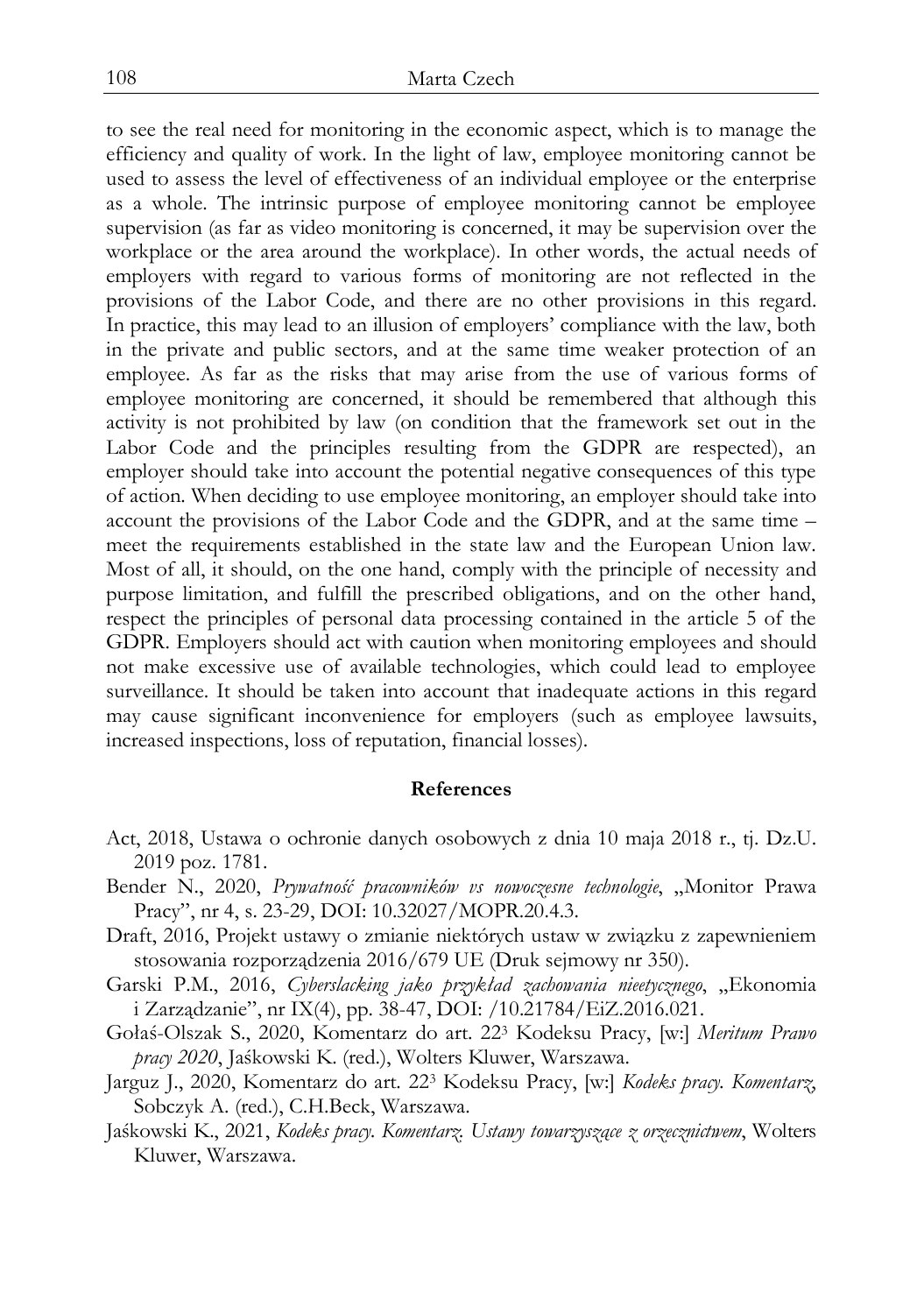to see the real need for monitoring in the economic aspect, which is to manage the efficiency and quality of work. In the light of law, employee monitoring cannot be used to assess the level of effectiveness of an individual employee or the enterprise as a whole. The intrinsic purpose of employee monitoring cannot be employee supervision (as far as video monitoring is concerned, it may be supervision over the workplace or the area around the workplace). In other words, the actual needs of employers with regard to various forms of monitoring are not reflected in the provisions of the Labor Code, and there are no other provisions in this regard. In practice, this may lead to an illusion of employers' compliance with the law, both in the private and public sectors, and at the same time weaker protection of an employee. As far as the risks that may arise from the use of various forms of employee monitoring are concerned, it should be remembered that although this activity is not prohibited by law (on condition that the framework set out in the Labor Code and the principles resulting from the GDPR are respected), an employer should take into account the potential negative consequences of this type of action. When deciding to use employee monitoring, an employer should take into account the provisions of the Labor Code and the GDPR, and at the same time – meet the requirements established in the state law and the European Union law. Most of all, it should, on the one hand, comply with the principle of necessity and purpose limitation, and fulfill the prescribed obligations, and on the other hand, respect the principles of personal data processing contained in the article 5 of the GDPR. Employers should act with caution when monitoring employees and should not make excessive use of available technologies, which could lead to employee surveillance. It should be taken into account that inadequate actions in this regard may cause significant inconvenience for employers (such as employee lawsuits, increased inspections, loss of reputation, financial losses).

## References

Act, 2018, Ustawa o ochronie danych osobowych z dnia 10 maja 2018 r., tj. Dz.U. 2019 poz. 1781.

Bender N., 2020, *Prywatność pracowników vs nowoczesne technologie*, „Monitor Prawa Pracy", nr 4, s. 23-29, DOI: 10.32027/MOPR.20.4.3.

Draft, 2016, Projekt ustawy o zmianie niektórych ustaw w związku z zapewnieniem stosowania rozporządzenia 2016/679 UE (Druk sejmowy nr 350).

Garski P.M., 2016, *Cyberslacking jako przykład zachowania nieetycznego*, „Ekonomia i Zarządzanie", nr IX(4), pp. 38-47, DOI: /10.21784/EiZ.2016.021.

Gołaś-Olszak S., 2020, Komentarz do art. 22[3] Kodeksu Pracy, [w:] *Meritum Prawo pracy 2020*, Jaśkowski K. (red.), Wolters Kluwer, Warszawa.

Jarguz J., 2020, Komentarz do art. 22[3] Kodeksu Pracy, [w:] *Kodeks pracy. Komentarz*, Sobczyk A. (red.), C.H.Beck, Warszawa.

Jaśkowski K., 2021, *Kodeks pracy. Komentarz. Ustawy towarzyszące z orzecznictwem*, Wolters Kluwer, Warszawa.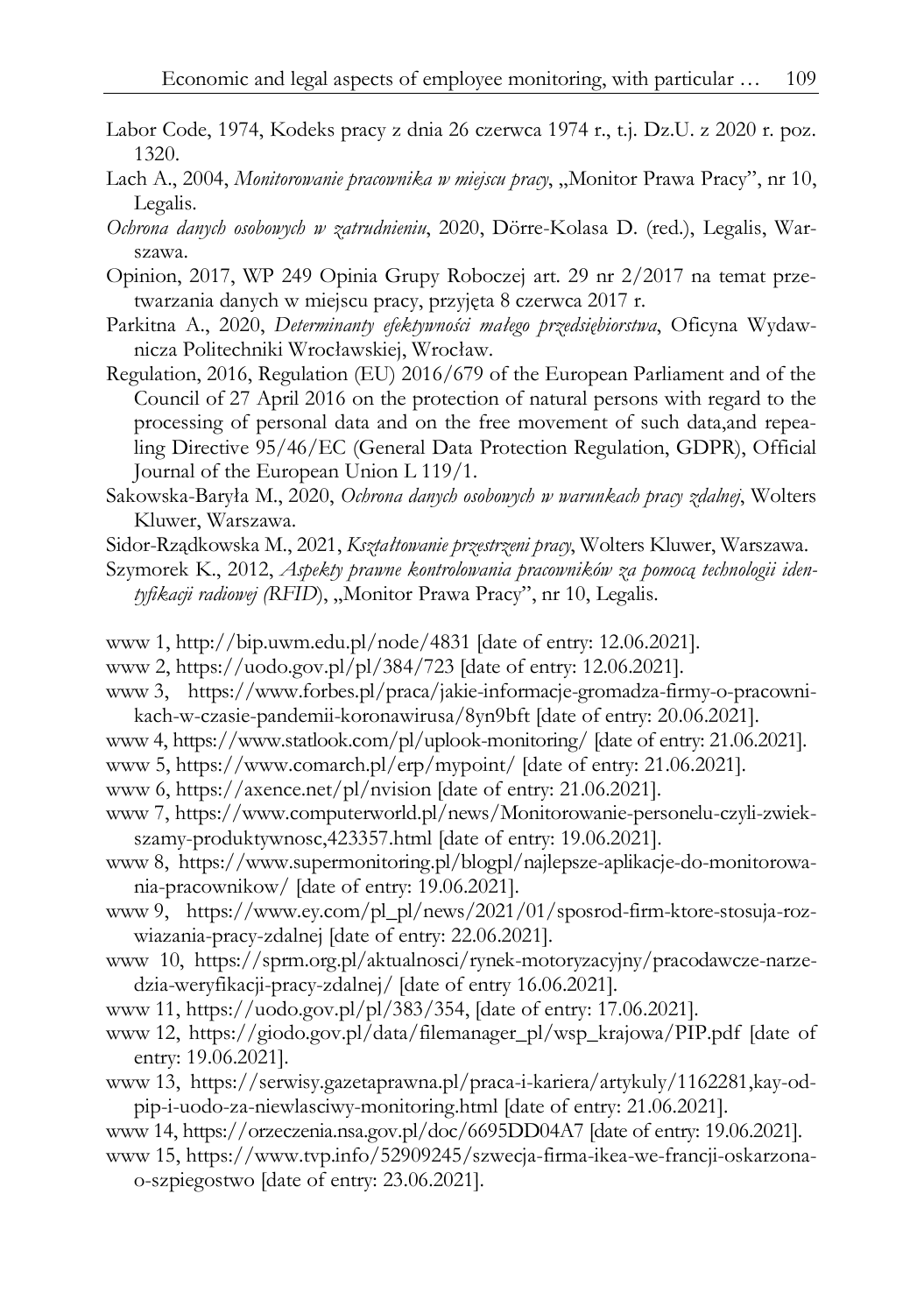Labor Code, 1974, Kodeks pracy z dnia 26 czerwca 1974 r., t.j. Dz.U. z 2020 r. poz. 1320.

Lach A., 2004, *Monitorowanie pracownika w miejscu pracy*, „Monitor Prawa Pracy", nr 10, Legalis.

*Ochrona danych osobowych w zatrudnieniu*, 2020, Dörre-Kolasa D. (red.), Legalis, Warszawa.

Opinion, 2017, WP 249 Opinia Grupy Roboczej art. 29 nr 2/2017 na temat przetwarzania danych w miejscu pracy, przyjęta 8 czerwca 2017 r.

Parkitna A., 2020, *Determinanty efektywności małego przedsiębiorstwa*, Oficyna Wydawnicza Politechniki Wrocławskiej, Wrocław.

Regulation, 2016, Regulation (EU) 2016/679 of the European Parliament and of the Council of 27 April 2016 on the protection of natural persons with regard to the processing of personal data and on the free movement of such data,and repealing Directive 95/46/EC (General Data Protection Regulation, GDPR), Official Journal of the European Union L 119/1.

Sakowska-Baryła M., 2020, *Ochrona danych osobowych w warunkach pracy zdalnej*, Wolters Kluwer, Warszawa.

Sidor-Rządkowska M., 2021, *Kształtowanie przestrzeni pracy*, Wolters Kluwer, Warszawa.

Szymorek K., 2012, *Aspekty prawne kontrolowania pracowników za pomocą technologii identyfikacji radiowej (RFID)*, „Monitor Prawa Pracy", nr 10, Legalis.

www 1, http://bip.uwm.edu.pl/node/4831 [date of entry: 12.06.2021].

www 2, https://uodo.gov.pl/pl/384/723 [date of entry: 12.06.2021].

www 3, https://www.forbes.pl/praca/jakie-informacje-gromadza-firmy-o-pracownikach-w-czasie-pandemii-koronawirusa/8yn9bft [date of entry: 20.06.2021].

www 4, https://www.statlook.com/pl/uplook-monitoring/ [date of entry: 21.06.2021].

www 5, https://www.comarch.pl/erp/mypoint/ [date of entry: 21.06.2021].

www 6, https://axence.net/pl/nvision [date of entry: 21.06.2021].

www 7, https://www.computerworld.pl/news/Monitorowanie-personelu-czyli-zwiekszamy-produktywnosc,423357.html [date of entry: 19.06.2021].

www 8, https://www.supermonitoring.pl/blogpl/najlepsze-aplikacje-do-monitorowania-pracownikow/ [date of entry: 19.06.2021].

www 9, https://www.ey.com/pl_pl/news/2021/01/sposrod-firm-ktore-stosuja-rozwiazania-pracy-zdalnej [date of entry: 22.06.2021].

www 10, https://sprm.org.pl/aktualnosci/rynek-motoryzacyjny/pracodawcze-narzedzia-weryfikacji-pracy-zdalnej/ [date of entry 16.06.2021].

www 11, https://uodo.gov.pl/pl/383/354, [date of entry: 17.06.2021].

www 12, https://giodo.gov.pl/data/filemanager_pl/wsp_krajowa/PIP.pdf [date of entry: 19.06.2021].

www 13, https://serwisy.gazetaprawna.pl/praca-i-kariera/artykuly/1162281,kay-od-pip-i-uodo-za-niewlasciwy-monitoring.html [date of entry: 21.06.2021].

www 14, https://orzeczenia.nsa.gov.pl/doc/6695DD04A7 [date of entry: 19.06.2021].

www 15, https://www.tvp.info/52909245/szwecja-firma-ikea-we-francji-oskarzona-o-szpiegostwo [date of entry: 23.06.2021].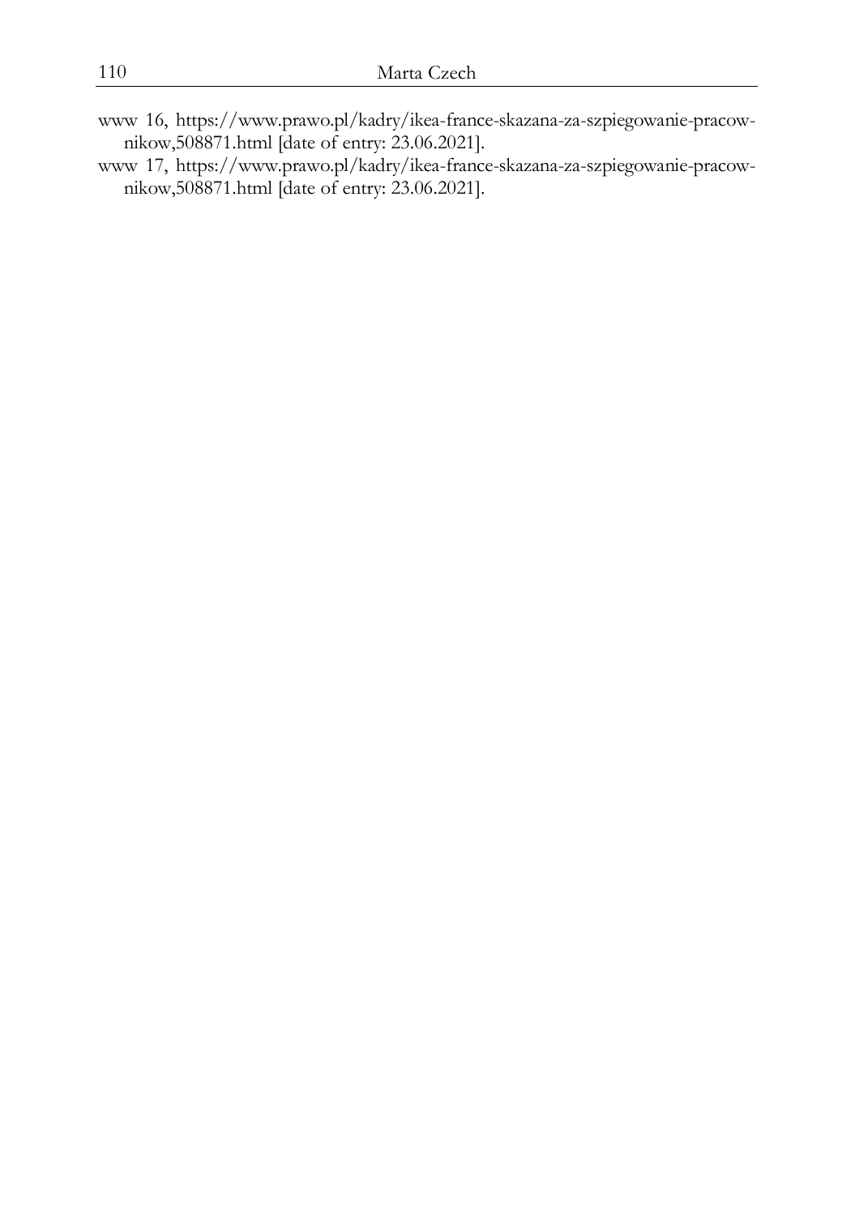www 16, https://www.prawo.pl/kadry/ikea-france-skazana-za-szpiegowanie-pracownikow,508871.html [date of entry: 23.06.2021].

www 17, https://www.prawo.pl/kadry/ikea-france-skazana-za-szpiegowanie-pracownikow,508871.html [date of entry: 23.06.2021].